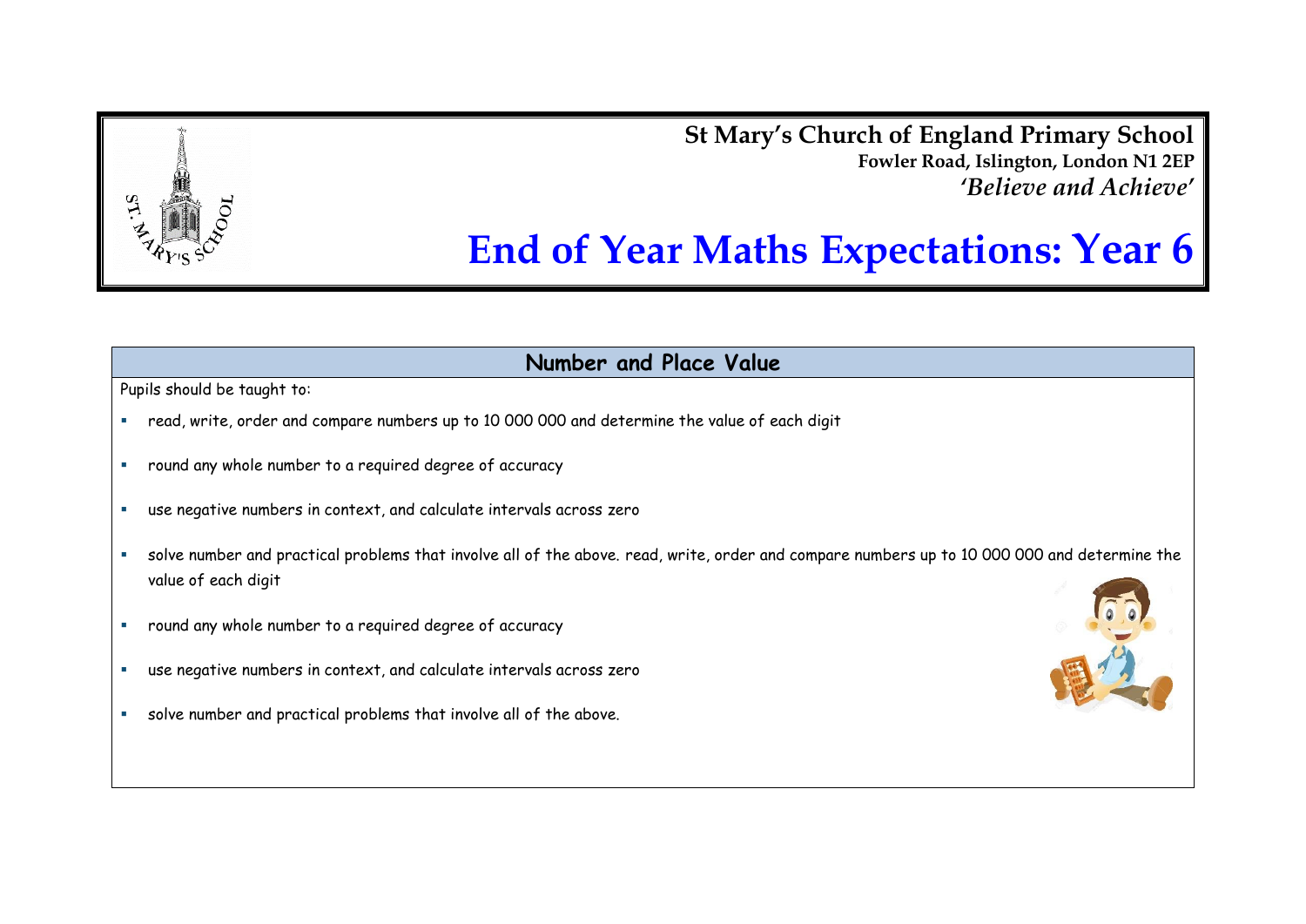**St Mary's Church of England Primary School**
**Fowler Road, Islington, London N1 2EP**
***'Believe and Achieve'***

# End of Year Maths Expectations: Year 6

## Number and Place Value

Pupils should be taught to:

- read, write, order and compare numbers up to 10 000 000 and determine the value of each digit
- round any whole number to a required degree of accuracy
- use negative numbers in context, and calculate intervals across zero
- solve number and practical problems that involve all of the above. read, write, order and compare numbers up to 10 000 000 and determine the value of each digit
- round any whole number to a required degree of accuracy
- use negative numbers in context, and calculate intervals across zero
- solve number and practical problems that involve all of the above.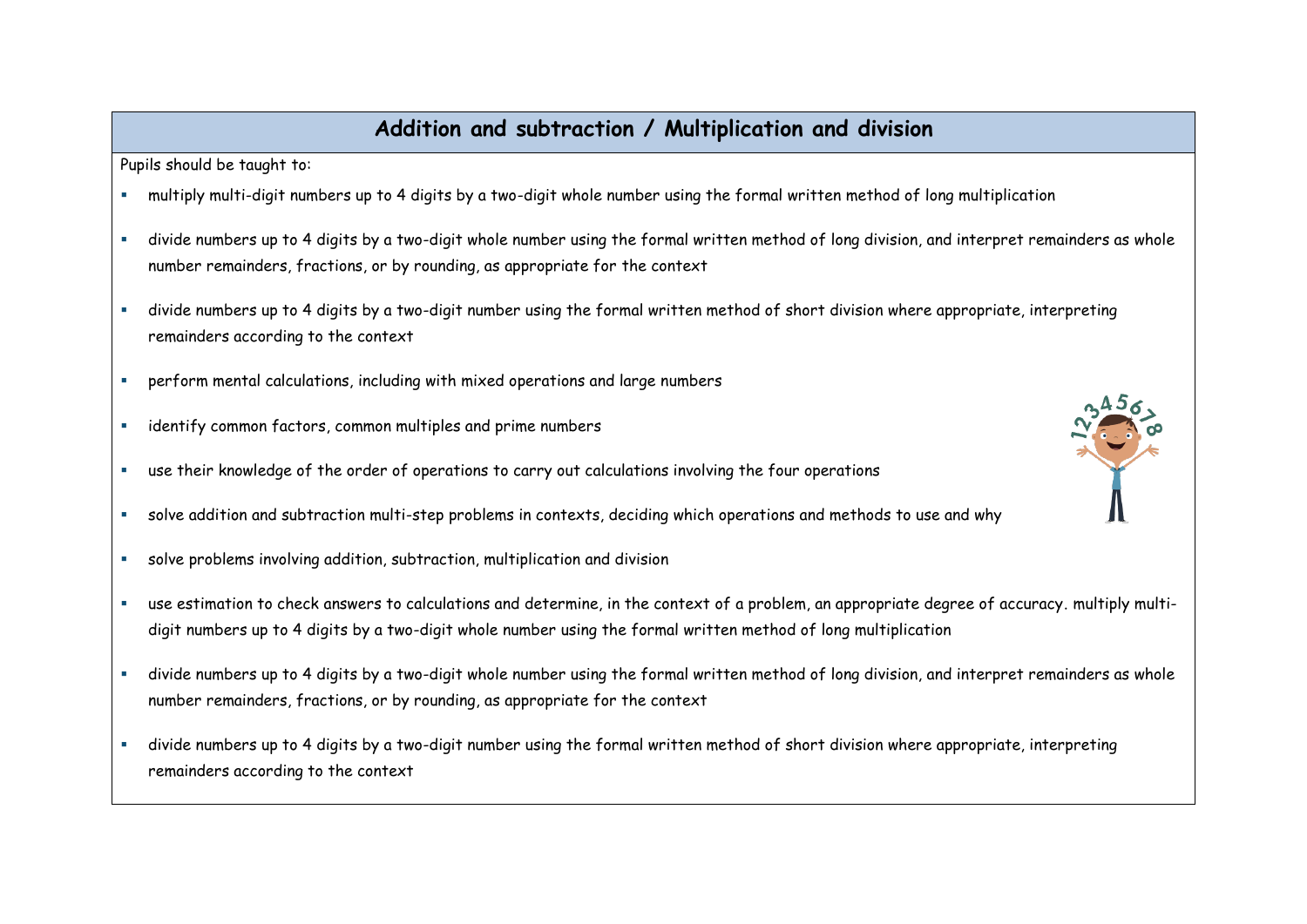## Addition and subtraction / Multiplication and division

Pupils should be taught to:

- multiply multi-digit numbers up to 4 digits by a two-digit whole number using the formal written method of long multiplication
- divide numbers up to 4 digits by a two-digit whole number using the formal written method of long division, and interpret remainders as whole number remainders, fractions, or by rounding, as appropriate for the context
- divide numbers up to 4 digits by a two-digit number using the formal written method of short division where appropriate, interpreting remainders according to the context
- perform mental calculations, including with mixed operations and large numbers
- identify common factors, common multiples and prime numbers
- use their knowledge of the order of operations to carry out calculations involving the four operations
- solve addition and subtraction multi-step problems in contexts, deciding which operations and methods to use and why
- solve problems involving addition, subtraction, multiplication and division
- use estimation to check answers to calculations and determine, in the context of a problem, an appropriate degree of accuracy. multiply multi-digit numbers up to 4 digits by a two-digit whole number using the formal written method of long multiplication
- divide numbers up to 4 digits by a two-digit whole number using the formal written method of long division, and interpret remainders as whole number remainders, fractions, or by rounding, as appropriate for the context
- divide numbers up to 4 digits by a two-digit number using the formal written method of short division where appropriate, interpreting remainders according to the context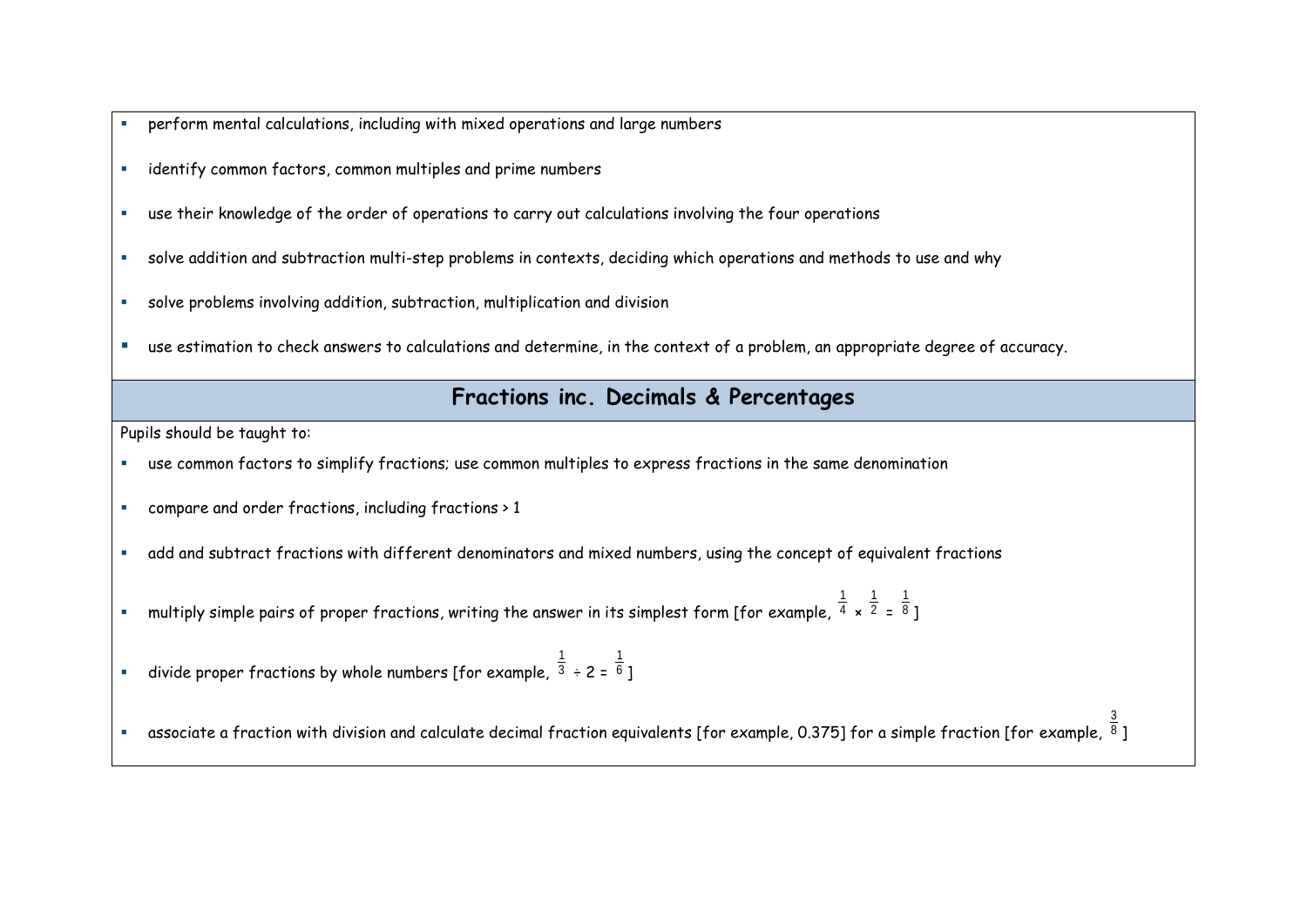- perform mental calculations, including with mixed operations and large numbers
- identify common factors, common multiples and prime numbers
- use their knowledge of the order of operations to carry out calculations involving the four operations
- solve addition and subtraction multi-step problems in contexts, deciding which operations and methods to use and why
- solve problems involving addition, subtraction, multiplication and division
- use estimation to check answers to calculations and determine, in the context of a problem, an appropriate degree of accuracy.

## Fractions inc. Decimals & Percentages

Pupils should be taught to:

- use common factors to simplify fractions; use common multiples to express fractions in the same denomination
- compare and order fractions, including fractions > 1
- add and subtract fractions with different denominators and mixed numbers, using the concept of equivalent fractions
- multiply simple pairs of proper fractions, writing the answer in its simplest form [for example, $\frac{1}{4} \times \frac{1}{2} = \frac{1}{8}$]
- divide proper fractions by whole numbers [for example, $\frac{1}{3} \div 2 = \frac{1}{6}$]
- associate a fraction with division and calculate decimal fraction equivalents [for example, 0.375] for a simple fraction [for example, $\frac{3}{8}$]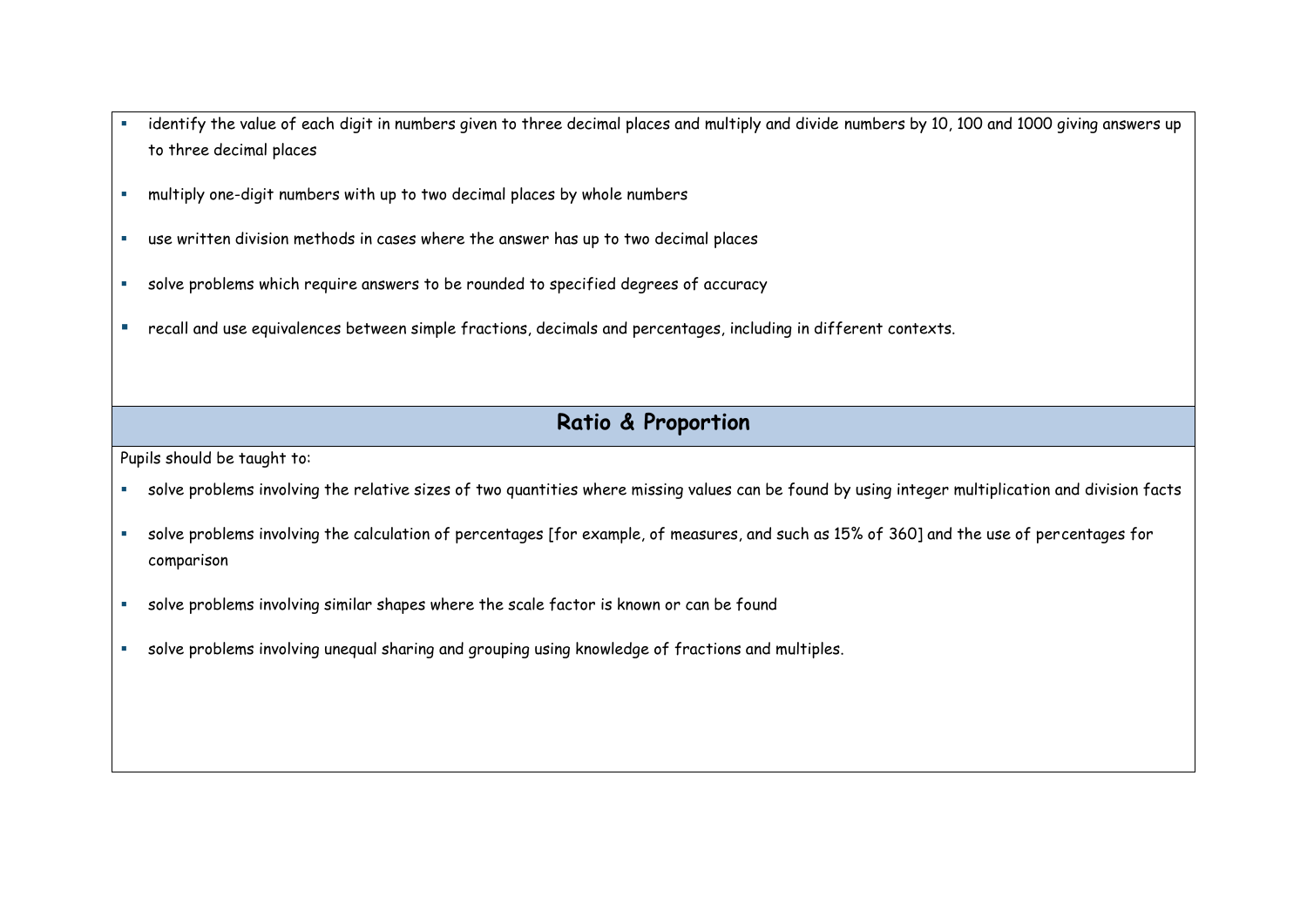- identify the value of each digit in numbers given to three decimal places and multiply and divide numbers by 10, 100 and 1000 giving answers up to three decimal places
- multiply one-digit numbers with up to two decimal places by whole numbers
- use written division methods in cases where the answer has up to two decimal places
- solve problems which require answers to be rounded to specified degrees of accuracy
- recall and use equivalences between simple fractions, decimals and percentages, including in different contexts.

## Ratio & Proportion

Pupils should be taught to:

- solve problems involving the relative sizes of two quantities where missing values can be found by using integer multiplication and division facts
- solve problems involving the calculation of percentages [for example, of measures, and such as 15% of 360] and the use of percentages for comparison
- solve problems involving similar shapes where the scale factor is known or can be found
- solve problems involving unequal sharing and grouping using knowledge of fractions and multiples.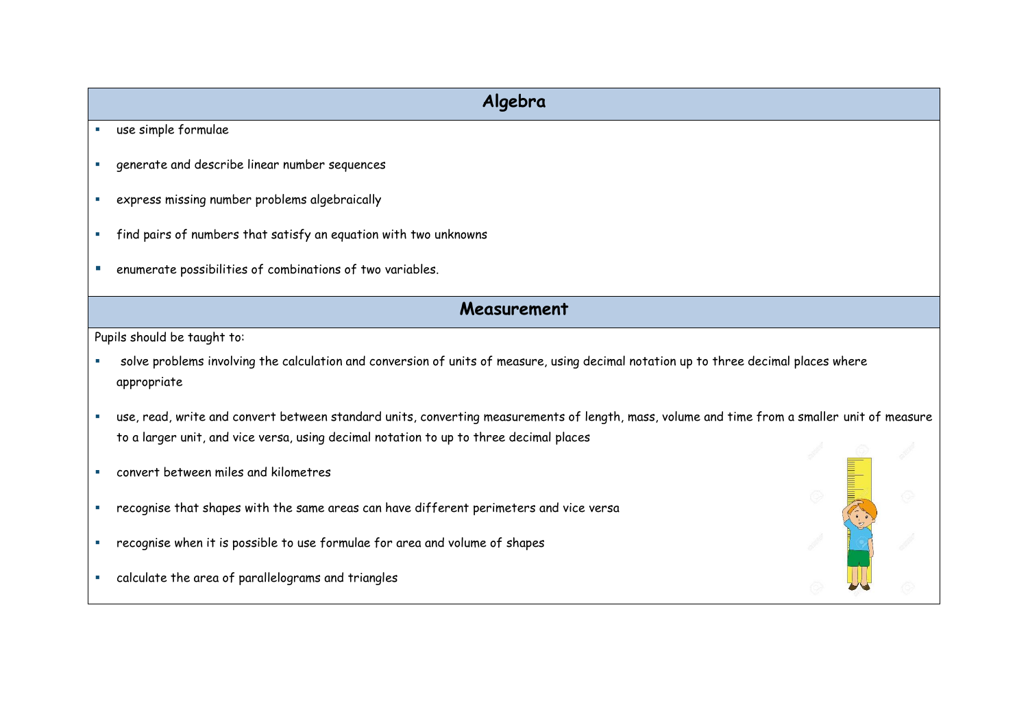## Algebra

- use simple formulae
- generate and describe linear number sequences
- express missing number problems algebraically
- find pairs of numbers that satisfy an equation with two unknowns
- enumerate possibilities of combinations of two variables.

## Measurement

Pupils should be taught to:

- solve problems involving the calculation and conversion of units of measure, using decimal notation up to three decimal places where appropriate
- use, read, write and convert between standard units, converting measurements of length, mass, volume and time from a smaller unit of measure to a larger unit, and vice versa, using decimal notation to up to three decimal places
- convert between miles and kilometres
- recognise that shapes with the same areas can have different perimeters and vice versa
- recognise when it is possible to use formulae for area and volume of shapes
- calculate the area of parallelograms and triangles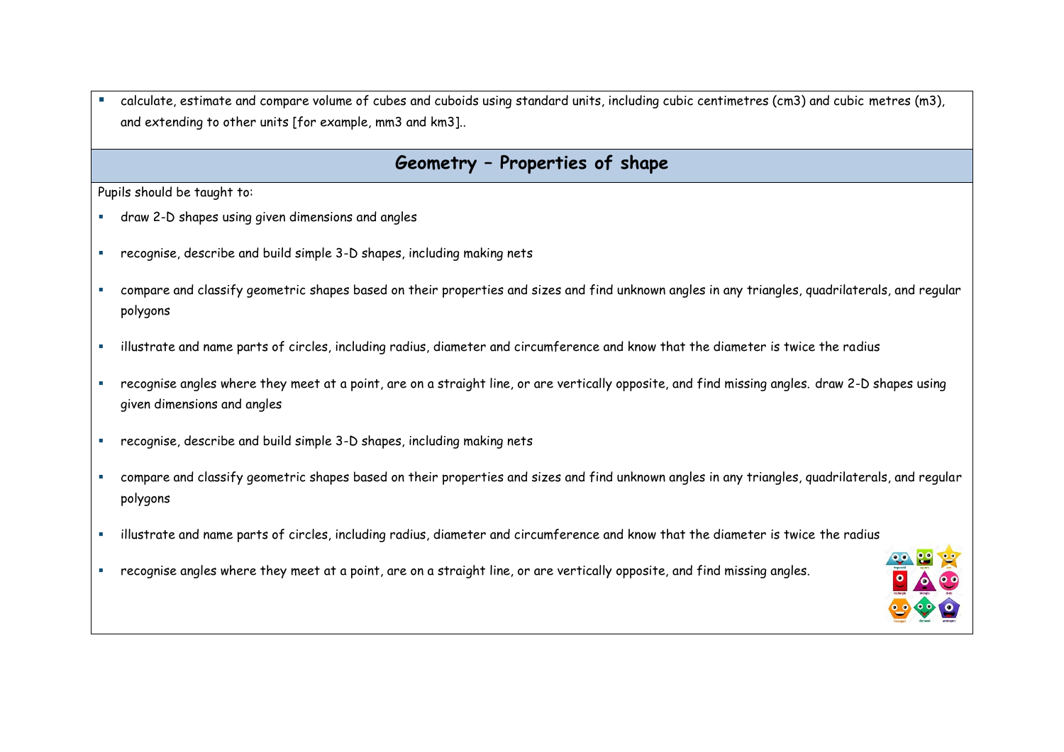- calculate, estimate and compare volume of cubes and cuboids using standard units, including cubic centimetres (cm3) and cubic metres (m3), and extending to other units [for example, mm3 and km3]..

## Geometry – Properties of shape

Pupils should be taught to:

- draw 2-D shapes using given dimensions and angles
- recognise, describe and build simple 3-D shapes, including making nets
- compare and classify geometric shapes based on their properties and sizes and find unknown angles in any triangles, quadrilaterals, and regular polygons
- illustrate and name parts of circles, including radius, diameter and circumference and know that the diameter is twice the radius
- recognise angles where they meet at a point, are on a straight line, or are vertically opposite, and find missing angles. draw 2-D shapes using given dimensions and angles
- recognise, describe and build simple 3-D shapes, including making nets
- compare and classify geometric shapes based on their properties and sizes and find unknown angles in any triangles, quadrilaterals, and regular polygons
- illustrate and name parts of circles, including radius, diameter and circumference and know that the diameter is twice the radius
- recognise angles where they meet at a point, are on a straight line, or are vertically opposite, and find missing angles.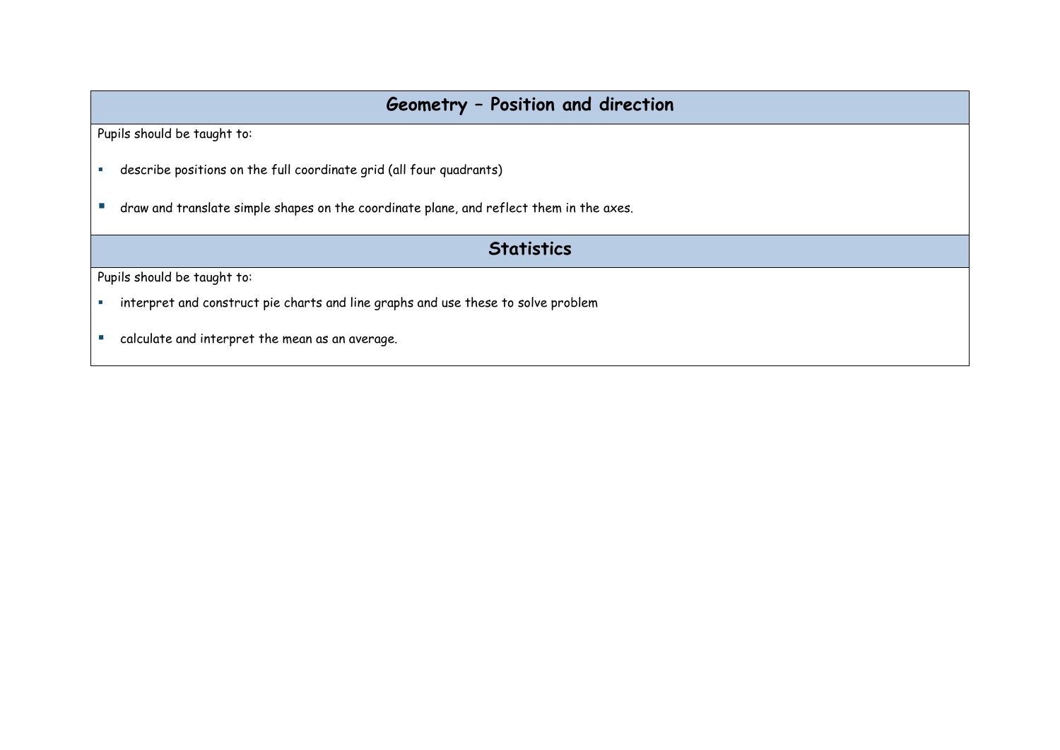## Geometry – Position and direction

Pupils should be taught to:

- describe positions on the full coordinate grid (all four quadrants)
- draw and translate simple shapes on the coordinate plane, and reflect them in the axes.

## Statistics

Pupils should be taught to:

- interpret and construct pie charts and line graphs and use these to solve problem
- calculate and interpret the mean as an average.